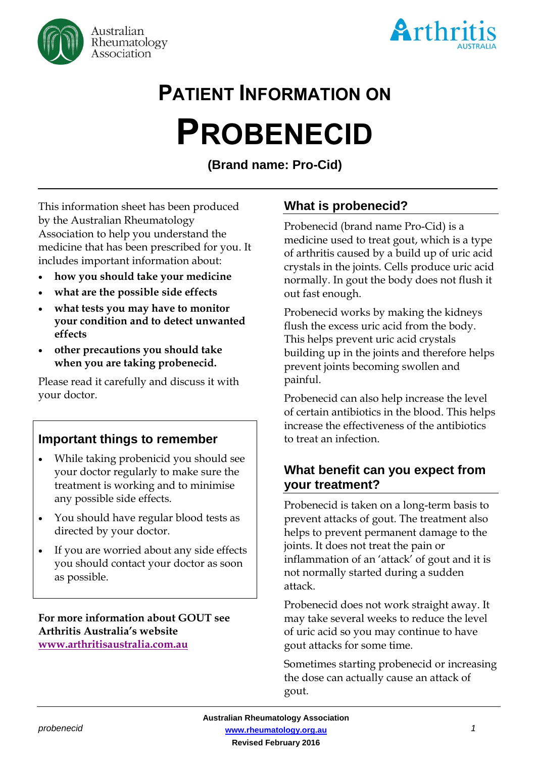Australian Rheumatology Association

Arthritis AUSTRALIA

# PATIENT INFORMATION ON

# PROBENECID

**(Brand name: Pro-Cid)**

This information sheet has been produced by the Australian Rheumatology Association to help you understand the medicine that has been prescribed for you. It includes important information about:

- **how you should take your medicine**
- **what are the possible side effects**
- **what tests you may have to monitor your condition and to detect unwanted effects**
- **other precautions you should take when you are taking probenecid.**

Please read it carefully and discuss it with your doctor.

## Important things to remember

- While taking probenicid you should see your doctor regularly to make sure the treatment is working and to minimise any possible side effects.
- You should have regular blood tests as directed by your doctor.
- If you are worried about any side effects you should contact your doctor as soon as possible.

**For more information about GOUT see Arthritis Australia's website [www.arthritisaustralia.com.au](http://www.arthritisaustralia.com.au)**

## What is probenecid?

Probenecid (brand name Pro-Cid) is a medicine used to treat gout, which is a type of arthritis caused by a build up of uric acid crystals in the joints. Cells produce uric acid normally. In gout the body does not flush it out fast enough.

Probenecid works by making the kidneys flush the excess uric acid from the body. This helps prevent uric acid crystals building up in the joints and therefore helps prevent joints becoming swollen and painful.

Probenecid can also help increase the level of certain antibiotics in the blood. This helps increase the effectiveness of the antibiotics to treat an infection.

## What benefit can you expect from your treatment?

Probenecid is taken on a long-term basis to prevent attacks of gout. The treatment also helps to prevent permanent damage to the joints. It does not treat the pain or inflammation of an 'attack' of gout and it is not normally started during a sudden attack.

Probenecid does not work straight away. It may take several weeks to reduce the level of uric acid so you may continue to have gout attacks for some time.

Sometimes starting probenecid or increasing the dose can actually cause an attack of gout.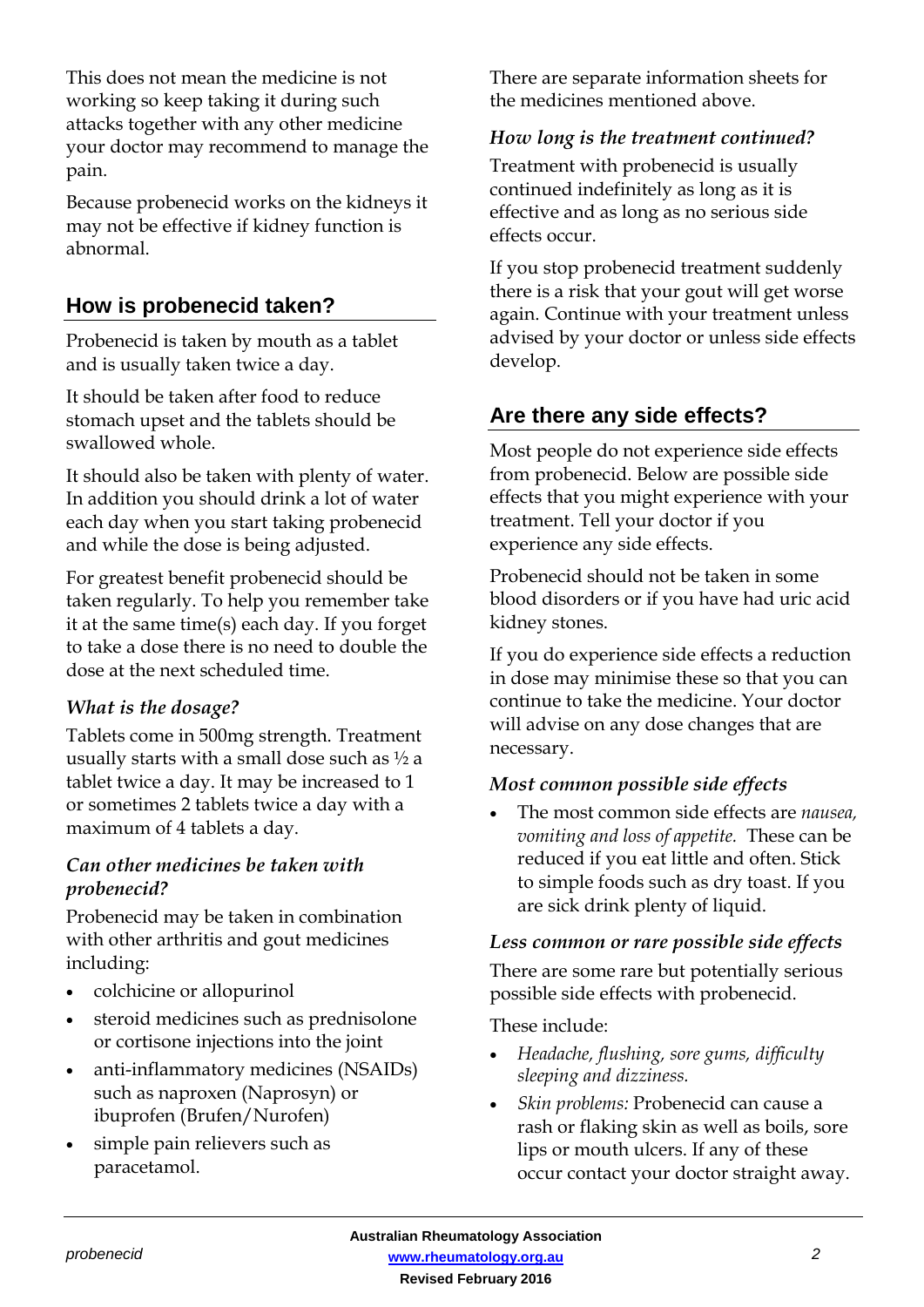This does not mean the medicine is not working so keep taking it during such attacks together with any other medicine your doctor may recommend to manage the pain.

Because probenecid works on the kidneys it may not be effective if kidney function is abnormal.

## How is probenecid taken?

Probenecid is taken by mouth as a tablet and is usually taken twice a day.

It should be taken after food to reduce stomach upset and the tablets should be swallowed whole.

It should also be taken with plenty of water. In addition you should drink a lot of water each day when you start taking probenecid and while the dose is being adjusted.

For greatest benefit probenecid should be taken regularly. To help you remember take it at the same time(s) each day. If you forget to take a dose there is no need to double the dose at the next scheduled time.

### *What is the dosage?*

Tablets come in 500mg strength. Treatment usually starts with a small dose such as ½ a tablet twice a day. It may be increased to 1 or sometimes 2 tablets twice a day with a maximum of 4 tablets a day.

### *Can other medicines be taken with probenecid?*

Probenecid may be taken in combination with other arthritis and gout medicines including:

- colchicine or allopurinol
- steroid medicines such as prednisolone or cortisone injections into the joint
- anti-inflammatory medicines (NSAIDs) such as naproxen (Naprosyn) or ibuprofen (Brufen/Nurofen)
- simple pain relievers such as paracetamol.

There are separate information sheets for the medicines mentioned above.

### *How long is the treatment continued?*

Treatment with probenecid is usually continued indefinitely as long as it is effective and as long as no serious side effects occur.

If you stop probenecid treatment suddenly there is a risk that your gout will get worse again. Continue with your treatment unless advised by your doctor or unless side effects develop.

## Are there any side effects?

Most people do not experience side effects from probenecid. Below are possible side effects that you might experience with your treatment. Tell your doctor if you experience any side effects.

Probenecid should not be taken in some blood disorders or if you have had uric acid kidney stones.

If you do experience side effects a reduction in dose may minimise these so that you can continue to take the medicine. Your doctor will advise on any dose changes that are necessary.

### *Most common possible side effects*

- The most common side effects are *nausea, vomiting and loss of appetite.* These can be reduced if you eat little and often. Stick to simple foods such as dry toast. If you are sick drink plenty of liquid.

### *Less common or rare possible side effects*

There are some rare but potentially serious possible side effects with probenecid.

These include:

- *Headache, flushing, sore gums, difficulty sleeping and dizziness.*
- *Skin problems:* Probenecid can cause a rash or flaking skin as well as boils, sore lips or mouth ulcers. If any of these occur contact your doctor straight away.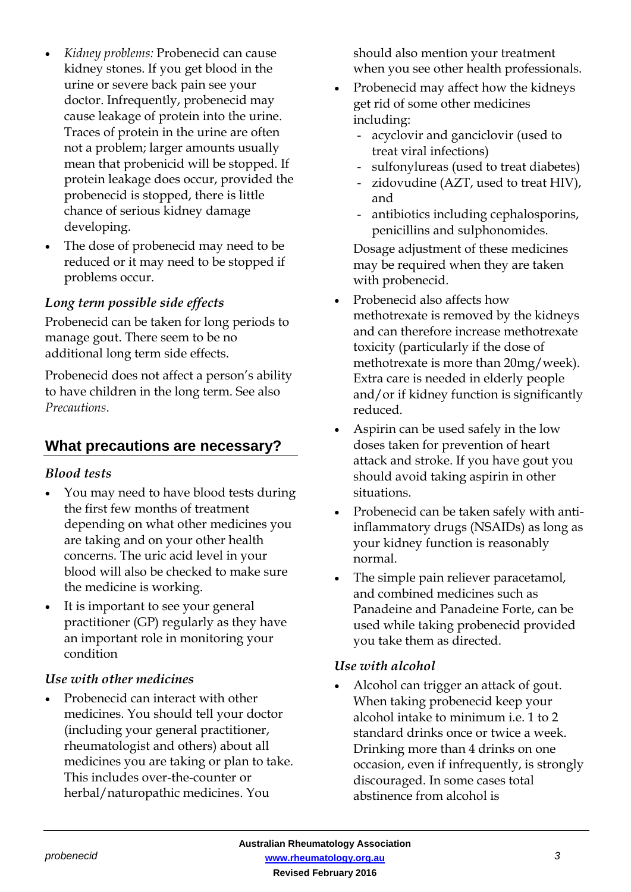- *Kidney problems:* Probenecid can cause kidney stones. If you get blood in the urine or severe back pain see your doctor. Infrequently, probenecid may cause leakage of protein into the urine. Traces of protein in the urine are often not a problem; larger amounts usually mean that probenicid will be stopped. If protein leakage does occur, provided the probenecid is stopped, there is little chance of serious kidney damage developing.
- The dose of probenecid may need to be reduced or it may need to be stopped if problems occur.

### *Long term possible side effects*

Probenecid can be taken for long periods to manage gout. There seem to be no additional long term side effects.

Probenecid does not affect a person's ability to have children in the long term. See also *Precautions*.

## What precautions are necessary?

### *Blood tests*

- You may need to have blood tests during the first few months of treatment depending on what other medicines you are taking and on your other health concerns. The uric acid level in your blood will also be checked to make sure the medicine is working.
- It is important to see your general practitioner (GP) regularly as they have an important role in monitoring your condition

### *Use with other medicines*

- Probenecid can interact with other medicines. You should tell your doctor (including your general practitioner, rheumatologist and others) about all medicines you are taking or plan to take. This includes over-the-counter or herbal/naturopathic medicines. You should also mention your treatment when you see other health professionals.
- Probenecid may affect how the kidneys get rid of some other medicines including:
  - acyclovir and ganciclovir (used to treat viral infections)
  - sulfonylureas (used to treat diabetes)
  - zidovudine (AZT, used to treat HIV), and
  - antibiotics including cephalosporins, penicillins and sulphonomides.

  Dosage adjustment of these medicines may be required when they are taken with probenecid.
- Probenecid also affects how methotrexate is removed by the kidneys and can therefore increase methotrexate toxicity (particularly if the dose of methotrexate is more than 20mg/week). Extra care is needed in elderly people and/or if kidney function is significantly reduced.
- Aspirin can be used safely in the low doses taken for prevention of heart attack and stroke. If you have gout you should avoid taking aspirin in other situations.
- Probenecid can be taken safely with anti-inflammatory drugs (NSAIDs) as long as your kidney function is reasonably normal.
- The simple pain reliever paracetamol, and combined medicines such as Panadeine and Panadeine Forte, can be used while taking probenecid provided you take them as directed.

### *Use with alcohol*

- Alcohol can trigger an attack of gout. When taking probenecid keep your alcohol intake to minimum i.e. 1 to 2 standard drinks once or twice a week. Drinking more than 4 drinks on one occasion, even if infrequently, is strongly discouraged. In some cases total abstinence from alcohol is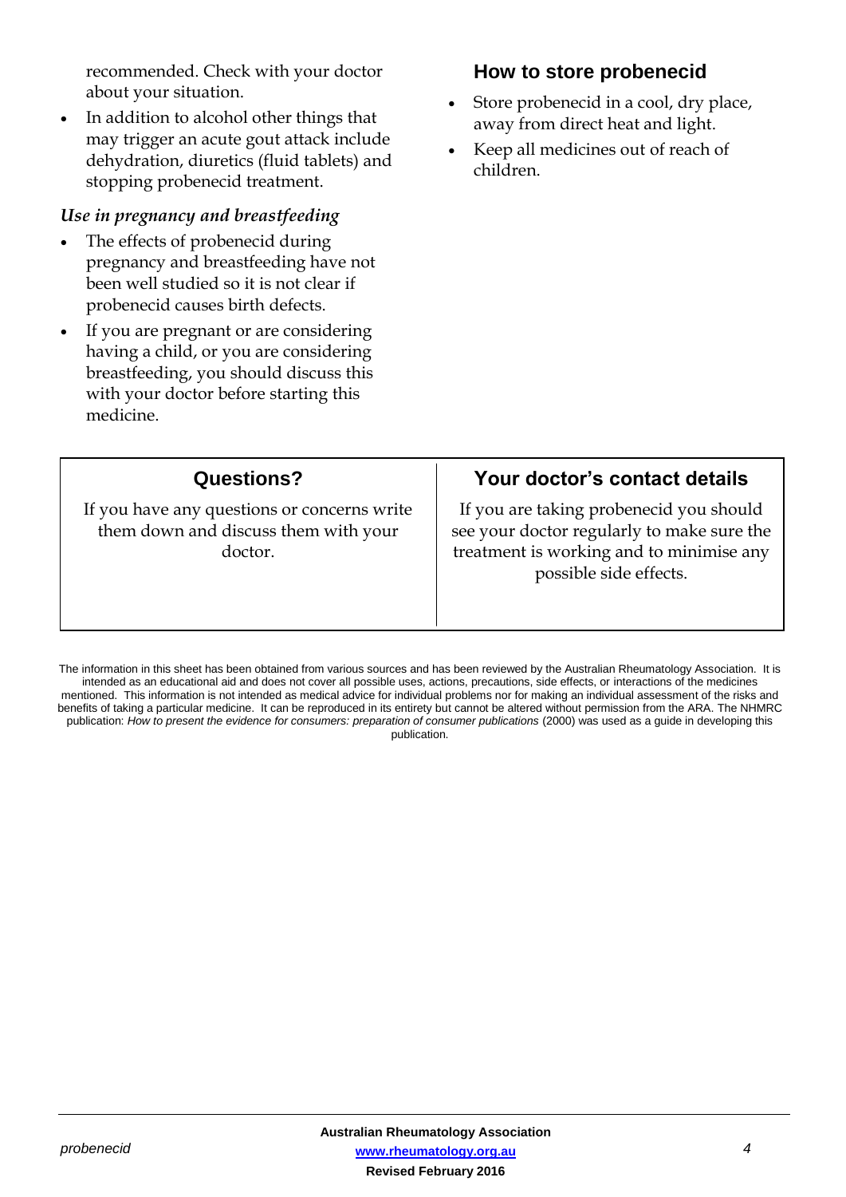recommended. Check with your doctor about your situation.

- In addition to alcohol other things that may trigger an acute gout attack include dehydration, diuretics (fluid tablets) and stopping probenecid treatment.

*Use in pregnancy and breastfeeding*

- The effects of probenecid during pregnancy and breastfeeding have not been well studied so it is not clear if probenecid causes birth defects.
- If you are pregnant or are considering having a child, or you are considering breastfeeding, you should discuss this with your doctor before starting this medicine.

## How to store probenecid

- Store probenecid in a cool, dry place, away from direct heat and light.
- Keep all medicines out of reach of children.

## Questions?

If you have any questions or concerns write them down and discuss them with your doctor.

## Your doctor's contact details

If you are taking probenecid you should see your doctor regularly to make sure the treatment is working and to minimise any possible side effects.

The information in this sheet has been obtained from various sources and has been reviewed by the Australian Rheumatology Association. It is intended as an educational aid and does not cover all possible uses, actions, precautions, side effects, or interactions of the medicines mentioned. This information is not intended as medical advice for individual problems nor for making an individual assessment of the risks and benefits of taking a particular medicine. It can be reproduced in its entirety but cannot be altered without permission from the ARA. The NHMRC publication: *How to present the evidence for consumers: preparation of consumer publications* (2000) was used as a guide in developing this publication.